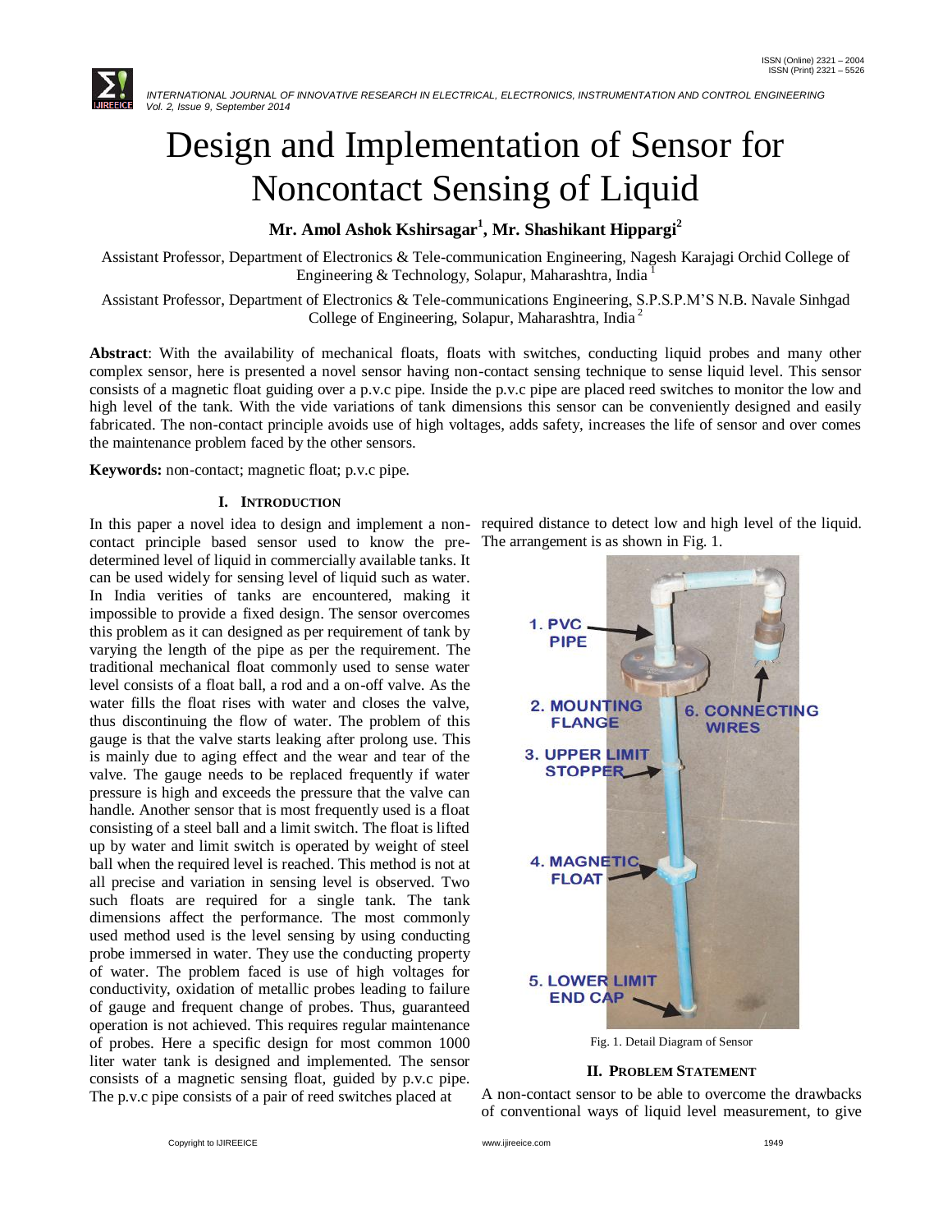# Design and Implementation of Sensor for Noncontact Sensing of Liquid

**Mr. Amol Ashok Kshirsagar[1], Mr. Shashikant Hippargi[2]**

Assistant Professor, Department of Electronics & Tele-communication Engineering, Nagesh Karajagi Orchid College of Engineering & Technology, Solapur, Maharashtra, India [1]

Assistant Professor, Department of Electronics & Tele-communications Engineering, S.P.S.P.M'S N.B. Navale Sinhgad College of Engineering, Solapur, Maharashtra, India [2]

**Abstract**: With the availability of mechanical floats, floats with switches, conducting liquid probes and many other complex sensor, here is presented a novel sensor having non-contact sensing technique to sense liquid level. This sensor consists of a magnetic float guiding over a p.v.c pipe. Inside the p.v.c pipe are placed reed switches to monitor the low and high level of the tank. With the vide variations of tank dimensions this sensor can be conveniently designed and easily fabricated. The non-contact principle avoids use of high voltages, adds safety, increases the life of sensor and over comes the maintenance problem faced by the other sensors.

**Keywords:** non-contact; magnetic float; p.v.c pipe.

## I. Introduction

In this paper a novel idea to design and implement a non-contact principle based sensor used to know the pre-determined level of liquid in commercially available tanks. It can be used widely for sensing level of liquid such as water. In India verities of tanks are encountered, making it impossible to provide a fixed design. The sensor overcomes this problem as it can designed as per requirement of tank by varying the length of the pipe as per the requirement. The traditional mechanical float commonly used to sense water level consists of a float ball, a rod and a on-off valve. As the water fills the float rises with water and closes the valve, thus discontinuing the flow of water. The problem of this gauge is that the valve starts leaking after prolong use. This is mainly due to aging effect and the wear and tear of the valve. The gauge needs to be replaced frequently if water pressure is high and exceeds the pressure that the valve can handle. Another sensor that is most frequently used is a float consisting of a steel ball and a limit switch. The float is lifted up by water and limit switch is operated by weight of steel ball when the required level is reached. This method is not at all precise and variation in sensing level is observed. Two such floats are required for a single tank. The tank dimensions affect the performance. The most commonly used method used is the level sensing by using conducting probe immersed in water. They use the conducting property of water. The problem faced is use of high voltages for conductivity, oxidation of metallic probes leading to failure of gauge and frequent change of probes. Thus, guaranteed operation is not achieved. This requires regular maintenance of probes. Here a specific design for most common 1000 liter water tank is designed and implemented. The sensor consists of a magnetic sensing float, guided by p.v.c pipe. The p.v.c pipe consists of a pair of reed switches placed at required distance to detect low and high level of the liquid. The arrangement is as shown in Fig. 1.

1. PVC PIPE
2. MOUNTING FLANGE
3. UPPER LIMIT STOPPER
4. MAGNETIC FLOAT
5. LOWER LIMIT END CAP
6. CONNECTING WIRES

Fig. 1. Detail Diagram of Sensor

## II. Problem Statement

A non-contact sensor to be able to overcome the drawbacks of conventional ways of liquid level measurement, to give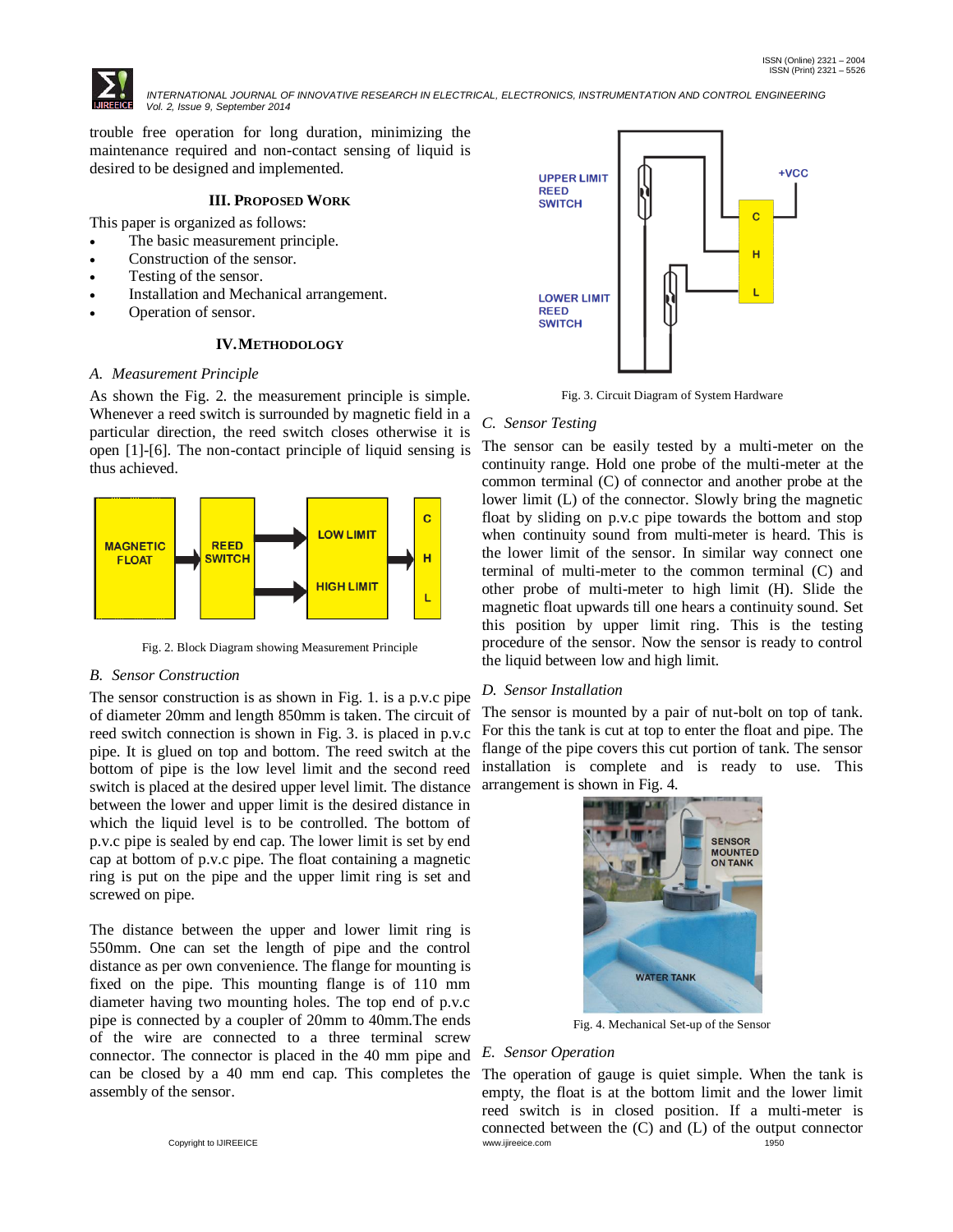trouble free operation for long duration, minimizing the maintenance required and non-contact sensing of liquid is desired to be designed and implemented.

## III. PROPOSED WORK

This paper is organized as follows:

- The basic measurement principle.
- Construction of the sensor.
- Testing of the sensor.
- Installation and Mechanical arrangement.
- Operation of sensor.

## IV. METHODOLOGY

### A. Measurement Principle

As shown the Fig. 2. the measurement principle is simple. Whenever a reed switch is surrounded by magnetic field in a particular direction, the reed switch closes otherwise it is open [1]-[6]. The non-contact principle of liquid sensing is thus achieved.

Fig. 2. Block Diagram showing Measurement Principle

### B. Sensor Construction

The sensor construction is as shown in Fig. 1. is a p.v.c pipe of diameter 20mm and length 850mm is taken. The circuit of reed switch connection is shown in Fig. 3. is placed in p.v.c pipe. It is glued on top and bottom. The reed switch at the bottom of pipe is the low level limit and the second reed switch is placed at the desired upper level limit. The distance between the lower and upper limit is the desired distance in which the liquid level is to be controlled. The bottom of p.v.c pipe is sealed by end cap. The lower limit is set by end cap at bottom of p.v.c pipe. The float containing a magnetic ring is put on the pipe and the upper limit ring is set and screwed on pipe.

The distance between the upper and lower limit ring is 550mm. One can set the length of pipe and the control distance as per own convenience. The flange for mounting is fixed on the pipe. This mounting flange is of 110 mm diameter having two mounting holes. The top end of p.v.c pipe is connected by a coupler of 20mm to 40mm.The ends of the wire are connected to a three terminal screw connector. The connector is placed in the 40 mm pipe and can be closed by a 40 mm end cap. This completes the assembly of the sensor.

Fig. 3. Circuit Diagram of System Hardware

### C. Sensor Testing

The sensor can be easily tested by a multi-meter on the continuity range. Hold one probe of the multi-meter at the common terminal (C) of connector and another probe at the lower limit (L) of the connector. Slowly bring the magnetic float by sliding on p.v.c pipe towards the bottom and stop when continuity sound from multi-meter is heard. This is the lower limit of the sensor. In similar way connect one terminal of multi-meter to the common terminal (C) and other probe of multi-meter to high limit (H). Slide the magnetic float upwards till one hears a continuity sound. Set this position by upper limit ring. This is the testing procedure of the sensor. Now the sensor is ready to control the liquid between low and high limit.

### D. Sensor Installation

The sensor is mounted by a pair of nut-bolt on top of tank. For this the tank is cut at top to enter the float and pipe. The flange of the pipe covers this cut portion of tank. The sensor installation is complete and is ready to use. This arrangement is shown in Fig. 4.

Fig. 4. Mechanical Set-up of the Sensor

### E. Sensor Operation

The operation of gauge is quiet simple. When the tank is empty, the float is at the bottom limit and the lower limit reed switch is in closed position. If a multi-meter is connected between the (C) and (L) of the output connector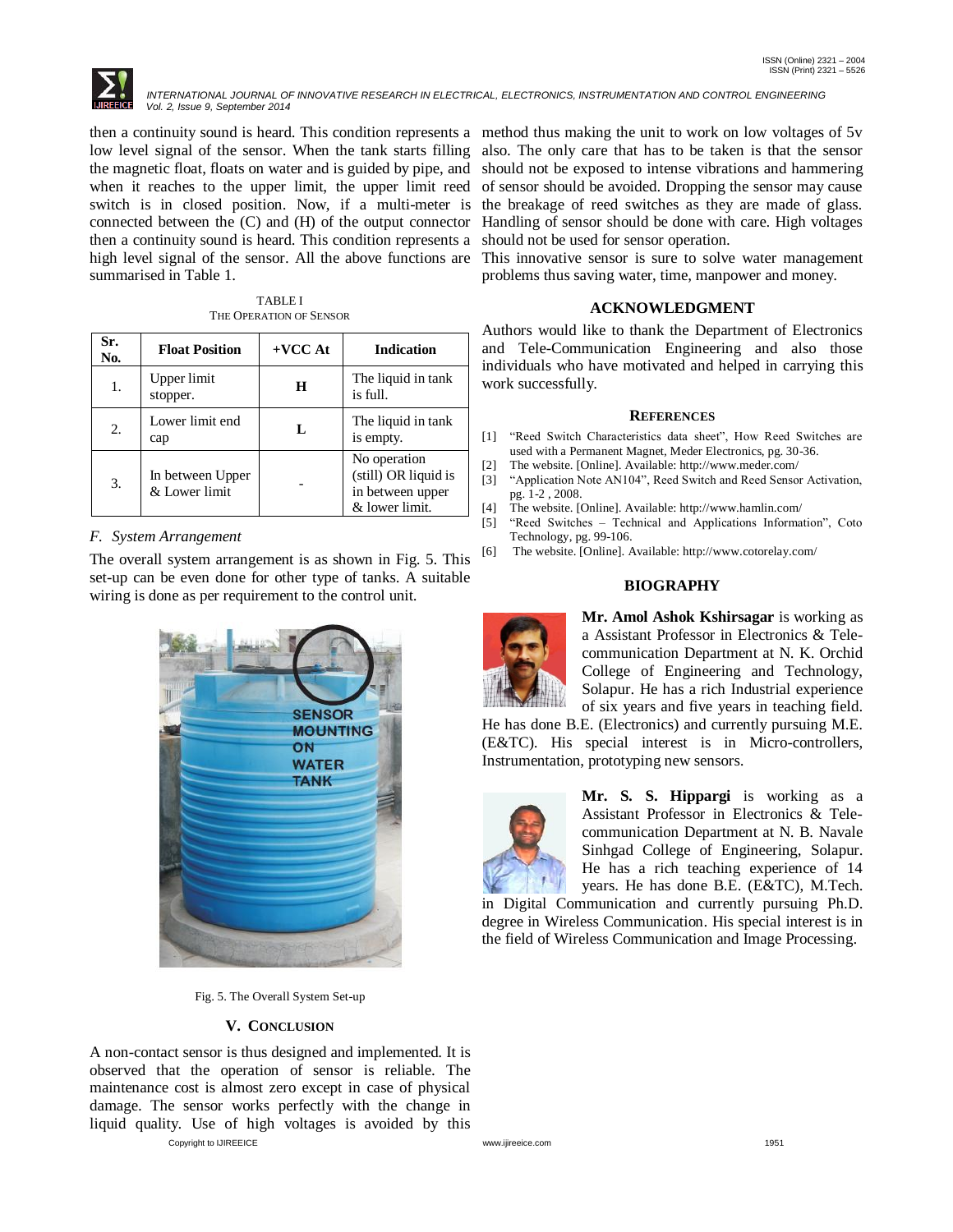then a continuity sound is heard. This condition represents a low level signal of the sensor. When the tank starts filling the magnetic float, floats on water and is guided by pipe, and when it reaches to the upper limit, the upper limit reed switch is in closed position. Now, if a multi-meter is connected between the (C) and (H) of the output connector then a continuity sound is heard. This condition represents a high level signal of the sensor. All the above functions are summarised in Table 1.

TABLE I
THE OPERATION OF SENSOR

| Sr. No. | Float Position | +VCC At | Indication |
|---|---|---|---|
| 1. | Upper limit stopper. | **H** | The liquid in tank is full. |
| 2. | Lower limit end cap | **L** | The liquid in tank is empty. |
| 3. | In between Upper & Lower limit | - | No operation (still) OR liquid is in between upper & lower limit. |

### *F. System Arrangement*

The overall system arrangement is as shown in Fig. 5. This set-up can be even done for other type of tanks. A suitable wiring is done as per requirement to the control unit.

SENSOR MOUNTING ON WATER TANK

Fig. 5. The Overall System Set-up

## V. CONCLUSION

A non-contact sensor is thus designed and implemented. It is observed that the operation of sensor is reliable. The maintenance cost is almost zero except in case of physical damage. The sensor works perfectly with the change in liquid quality. Use of high voltages is avoided by this method thus making the unit to work on low voltages of 5v also. The only care that has to be taken is that the sensor should not be exposed to intense vibrations and hammering of sensor should be avoided. Dropping the sensor may cause the breakage of reed switches as they are made of glass. Handling of sensor should be done with care. High voltages should not be used for sensor operation.

This innovative sensor is sure to solve water management problems thus saving water, time, manpower and money.

## ACKNOWLEDGMENT

Authors would like to thank the Department of Electronics and Tele-Communication Engineering and also those individuals who have motivated and helped in carrying this work successfully.

## REFERENCES

[1] "Reed Switch Characteristics data sheet", How Reed Switches are used with a Permanent Magnet, Meder Electronics, pg. 30-36.
[2] The website. [Online]. Available: http://www.meder.com/
[3] "Application Note AN104", Reed Switch and Reed Sensor Activation, pg. 1-2 , 2008.
[4] The website. [Online]. Available: http://www.hamlin.com/
[5] "Reed Switches – Technical and Applications Information", Coto Technology, pg. 99-106.
[6] The website. [Online]. Available: http://www.cotorelay.com/

## BIOGRAPHY

**Mr. Amol Ashok Kshirsagar** is working as a Assistant Professor in Electronics & Tele-communication Department at N. K. Orchid College of Engineering and Technology, Solapur. He has a rich Industrial experience of six years and five years in teaching field. He has done B.E. (Electronics) and currently pursuing M.E. (E&TC). His special interest is in Micro-controllers, Instrumentation, prototyping new sensors.

**Mr. S. S. Hippargi** is working as a Assistant Professor in Electronics & Tele-communication Department at N. B. Navale Sinhgad College of Engineering, Solapur. He has a rich teaching experience of 14 years. He has done B.E. (E&TC), M.Tech. in Digital Communication and currently pursuing Ph.D. degree in Wireless Communication. His special interest is in the field of Wireless Communication and Image Processing.